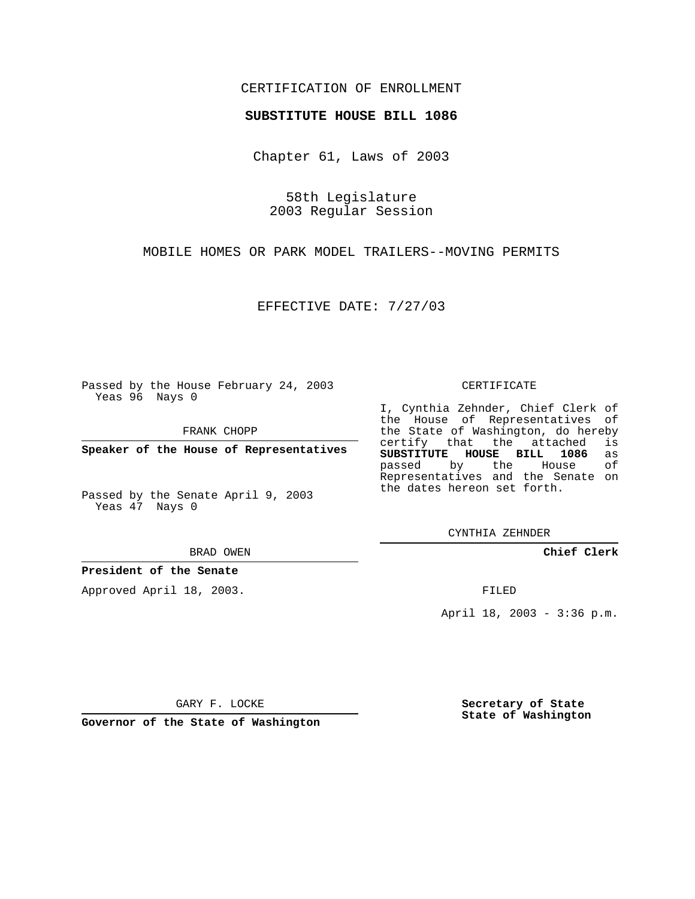CERTIFICATION OF ENROLLMENT

**SUBSTITUTE HOUSE BILL 1086**

Chapter 61, Laws of 2003

58th Legislature
2003 Regular Session

MOBILE HOMES OR PARK MODEL TRAILERS--MOVING PERMITS

EFFECTIVE DATE: 7/27/03

Passed by the House February 24, 2003
Yeas 96 Nays 0

FRANK CHOPP

**Speaker of the House of Representatives**

Passed by the Senate April 9, 2003
Yeas 47 Nays 0

BRAD OWEN

**President of the Senate**

Approved April 18, 2003.

GARY F. LOCKE

**Governor of the State of Washington**

CERTIFICATE

I, Cynthia Zehnder, Chief Clerk of the House of Representatives of the State of Washington, do hereby certify that the attached is **SUBSTITUTE HOUSE BILL 1086** as passed by the House of Representatives and the Senate on the dates hereon set forth.

CYNTHIA ZEHNDER

**Chief Clerk**

FILED

April 18, 2003 - 3:36 p.m.

**Secretary of State**
**State of Washington**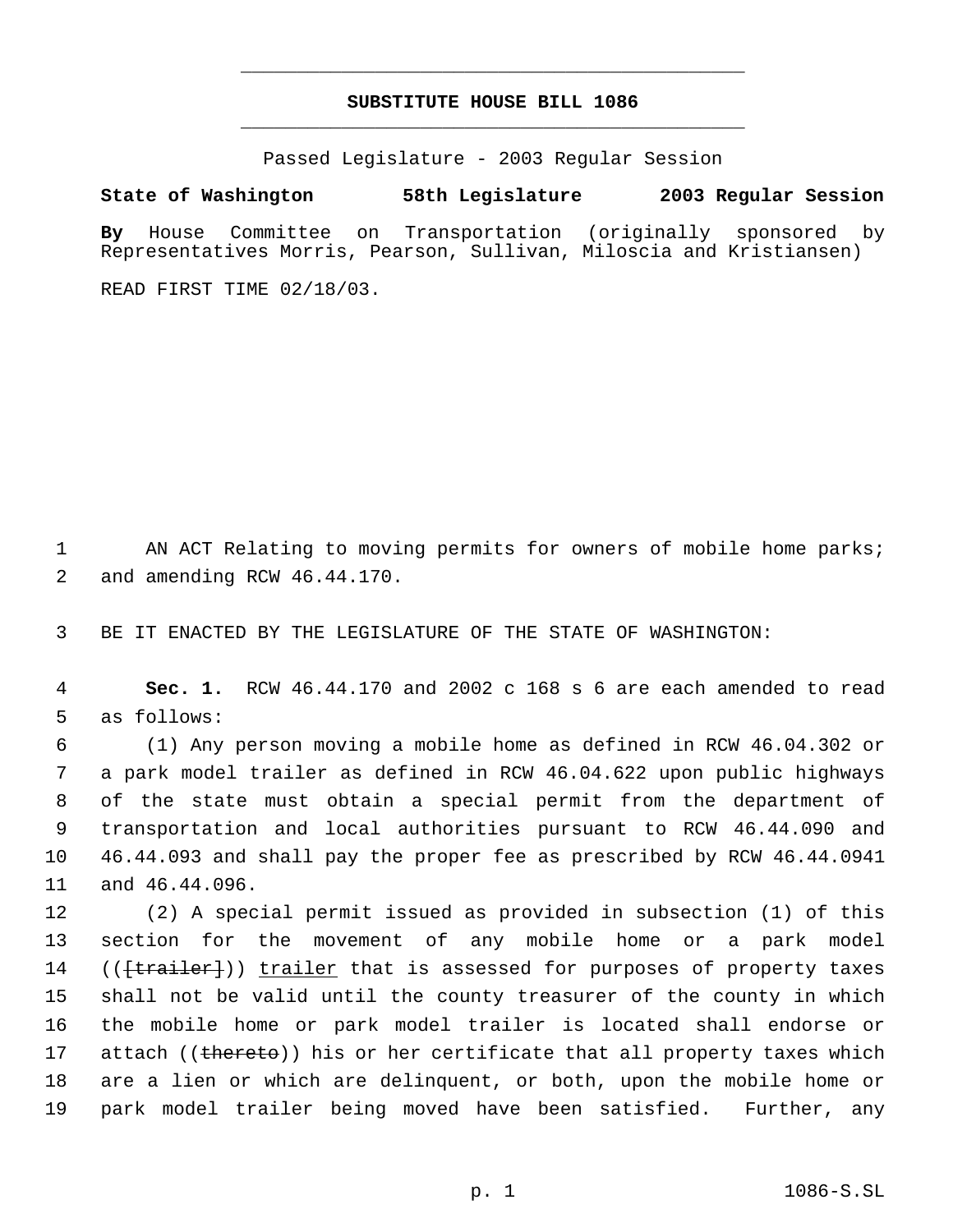# SUBSTITUTE HOUSE BILL 1086

Passed Legislature - 2003 Regular Session

**State of Washington 58th Legislature 2003 Regular Session**

**By** House Committee on Transportation (originally sponsored by Representatives Morris, Pearson, Sullivan, Miloscia and Kristiansen)

READ FIRST TIME 02/18/03.

AN ACT Relating to moving permits for owners of mobile home parks; and amending RCW 46.44.170.

BE IT ENACTED BY THE LEGISLATURE OF THE STATE OF WASHINGTON:

**Sec. 1.** RCW 46.44.170 and 2002 c 168 s 6 are each amended to read as follows:

(1) Any person moving a mobile home as defined in RCW 46.04.302 or a park model trailer as defined in RCW 46.04.622 upon public highways of the state must obtain a special permit from the department of transportation and local authorities pursuant to RCW 46.44.090 and 46.44.093 and shall pay the proper fee as prescribed by RCW 46.44.0941 and 46.44.096.

(2) A special permit issued as provided in subsection (1) of this section for the movement of any mobile home or a park model (([trailer])) trailer that is assessed for purposes of property taxes shall not be valid until the county treasurer of the county in which the mobile home or park model trailer is located shall endorse or attach ((thereto)) his or her certificate that all property taxes which are a lien or which are delinquent, or both, upon the mobile home or park model trailer being moved have been satisfied. Further, any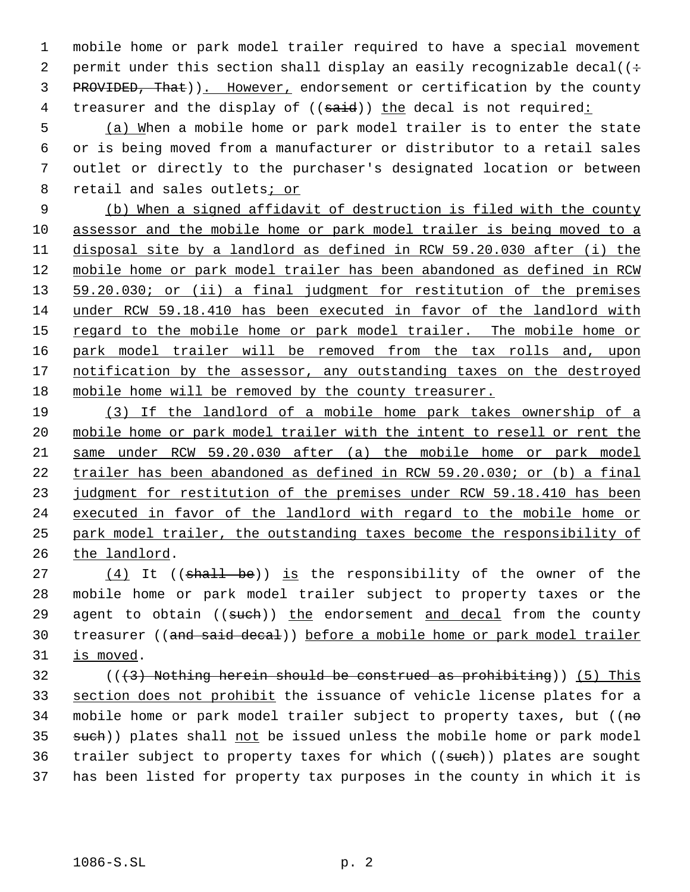mobile home or park model trailer required to have a special movement permit under this section shall display an easily recognizable decal((: PROVIDED, That)). However, endorsement or certification by the county treasurer and the display of ((said)) the decal is not required:

(a) When a mobile home or park model trailer is to enter the state or is being moved from a manufacturer or distributor to a retail sales outlet or directly to the purchaser's designated location or between retail and sales outlets; or

(b) When a signed affidavit of destruction is filed with the county assessor and the mobile home or park model trailer is being moved to a disposal site by a landlord as defined in RCW 59.20.030 after (i) the mobile home or park model trailer has been abandoned as defined in RCW 59.20.030; or (ii) a final judgment for restitution of the premises under RCW 59.18.410 has been executed in favor of the landlord with regard to the mobile home or park model trailer. The mobile home or park model trailer will be removed from the tax rolls and, upon notification by the assessor, any outstanding taxes on the destroyed mobile home will be removed by the county treasurer.

(3) If the landlord of a mobile home park takes ownership of a mobile home or park model trailer with the intent to resell or rent the same under RCW 59.20.030 after (a) the mobile home or park model trailer has been abandoned as defined in RCW 59.20.030; or (b) a final judgment for restitution of the premises under RCW 59.18.410 has been executed in favor of the landlord with regard to the mobile home or park model trailer, the outstanding taxes become the responsibility of the landlord.

(4) It ((shall be)) is the responsibility of the owner of the mobile home or park model trailer subject to property taxes or the agent to obtain ((such)) the endorsement and decal from the county treasurer ((and said decal)) before a mobile home or park model trailer is moved.

(((3) Nothing herein should be construed as prohibiting)) (5) This section does not prohibit the issuance of vehicle license plates for a mobile home or park model trailer subject to property taxes, but ((no such)) plates shall not be issued unless the mobile home or park model trailer subject to property taxes for which ((such)) plates are sought has been listed for property tax purposes in the county in which it is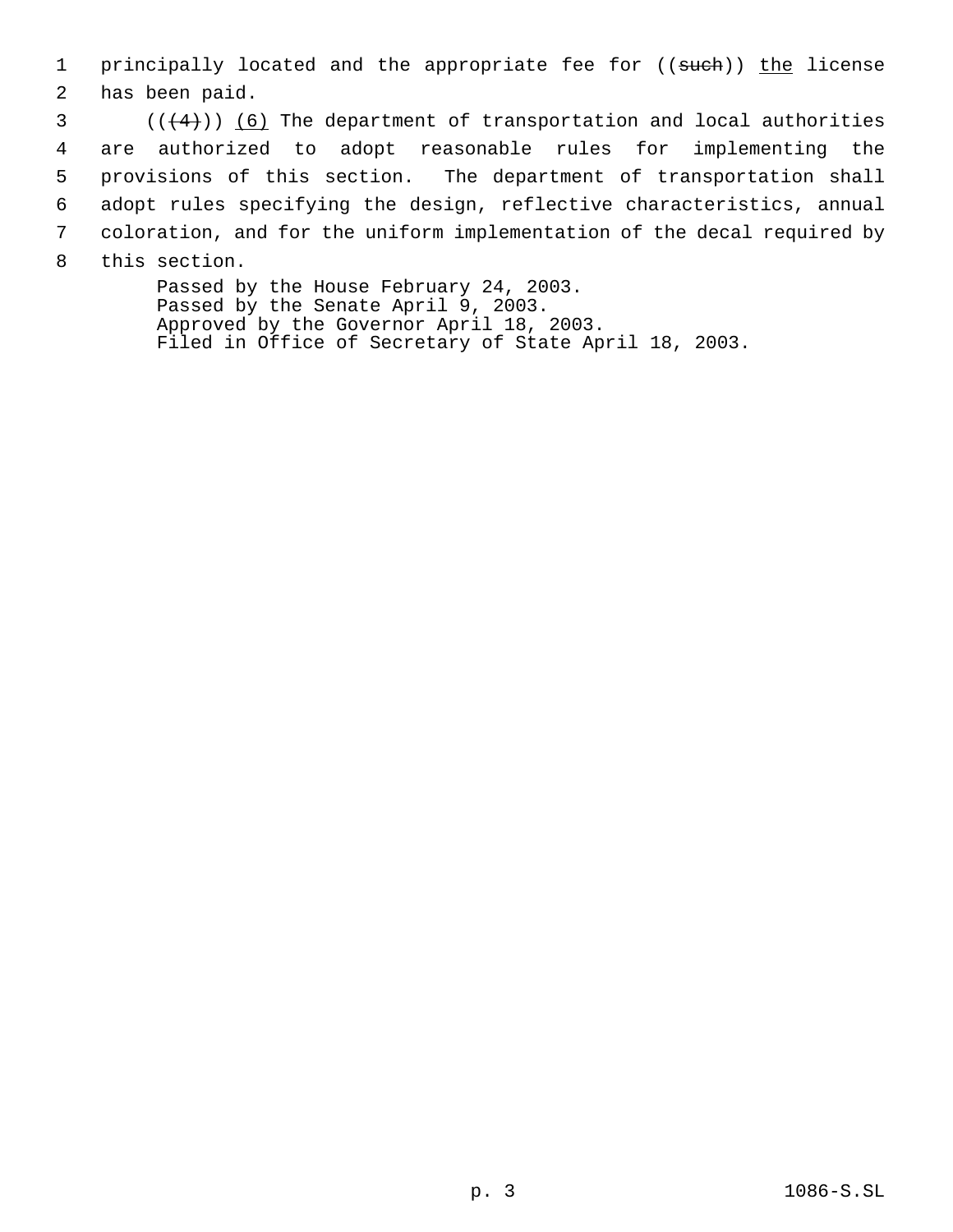principally located and the appropriate fee for ((~~such~~)) <u>the</u> license has been paid.

((~~(4)~~)) <u>(6)</u> The department of transportation and local authorities are authorized to adopt reasonable rules for implementing the provisions of this section. The department of transportation shall adopt rules specifying the design, reflective characteristics, annual coloration, and for the uniform implementation of the decal required by this section.

Passed by the House February 24, 2003.
Passed by the Senate April 9, 2003.
Approved by the Governor April 18, 2003.
Filed in Office of Secretary of State April 18, 2003.